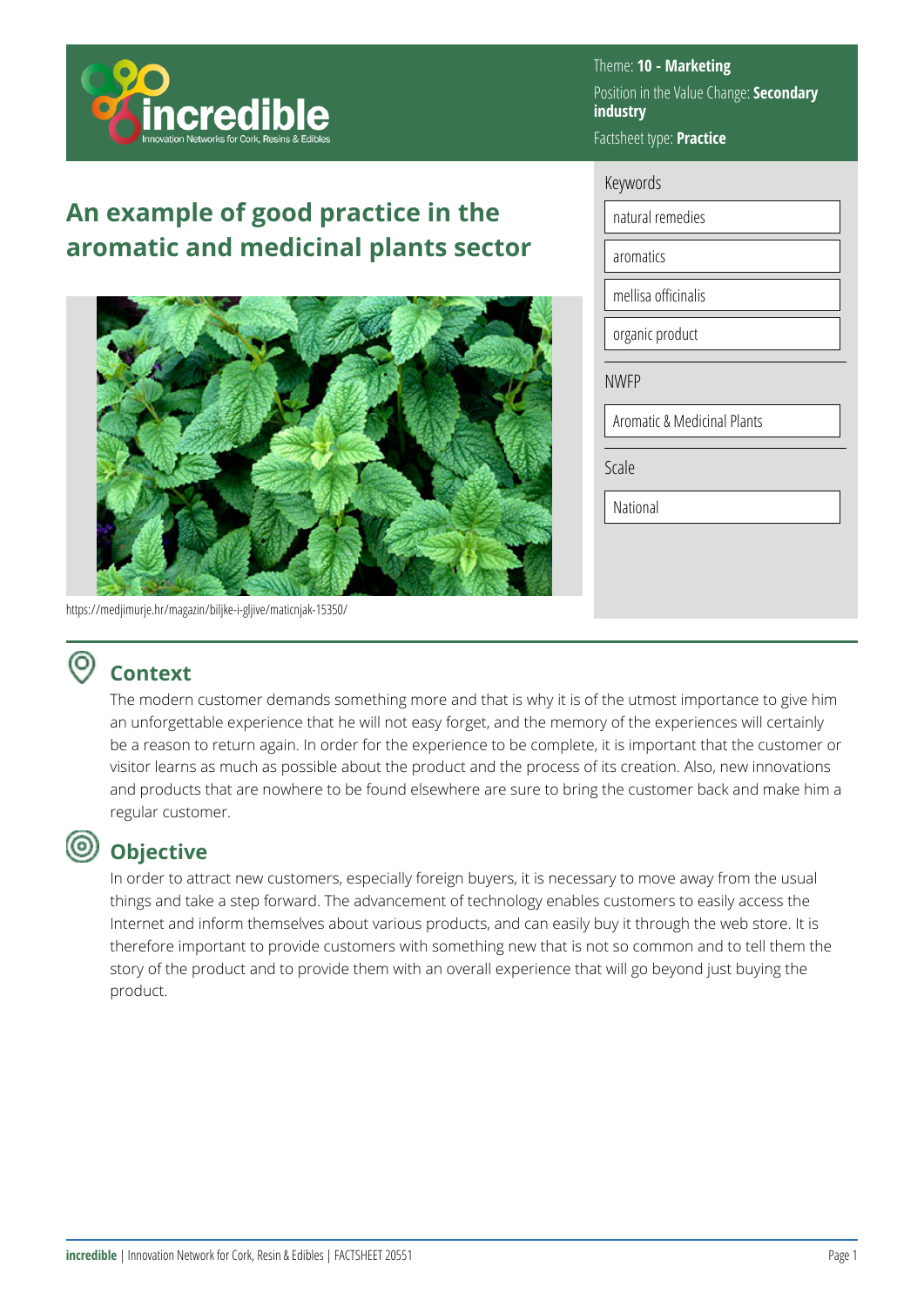Theme: **10 - Marketing**

Position in the Value Change: **Secondary industry**

Factsheet type: **Practice**

# An example of good practice in the aromatic and medicinal plants sector

https://medjimurje.hr/magazin/biljke-i-gljive/maticnjak-15350/

Keywords

- natural remedies
- aromatics
- mellisa officinalis
- organic product

NWFP

- Aromatic & Medicinal Plants

Scale

- National

## Context

The modern customer demands something more and that is why it is of the utmost importance to give him an unforgettable experience that he will not easy forget, and the memory of the experiences will certainly be a reason to return again. In order for the experience to be complete, it is important that the customer or visitor learns as much as possible about the product and the process of its creation. Also, new innovations and products that are nowhere to be found elsewhere are sure to bring the customer back and make him a regular customer.

## Objective

In order to attract new customers, especially foreign buyers, it is necessary to move away from the usual things and take a step forward. The advancement of technology enables customers to easily access the Internet and inform themselves about various products, and can easily buy it through the web store. It is therefore important to provide customers with something new that is not so common and to tell them the story of the product and to provide them with an overall experience that will go beyond just buying the product.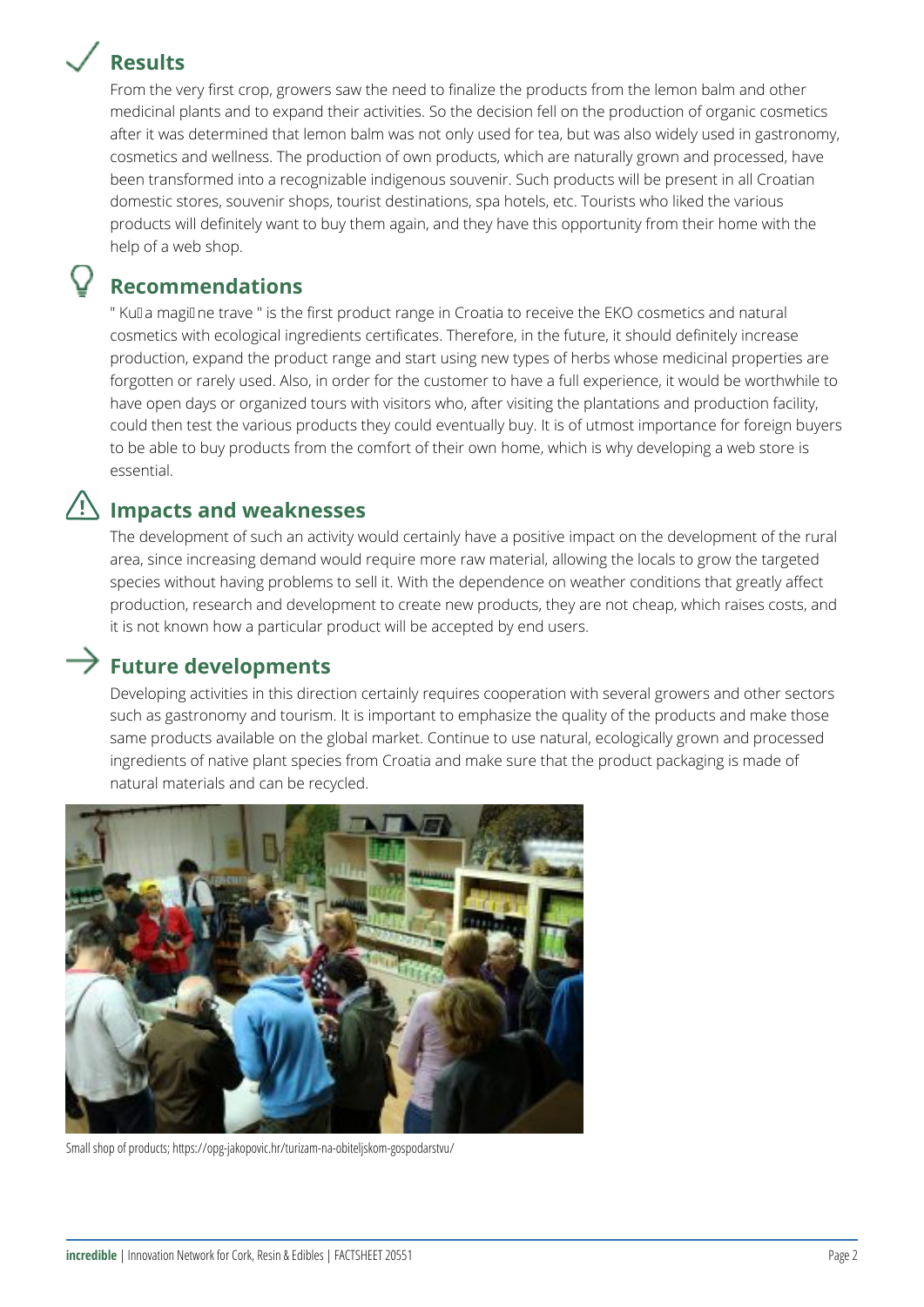## Results

From the very first crop, growers saw the need to finalize the products from the lemon balm and other medicinal plants and to expand their activities. So the decision fell on the production of organic cosmetics after it was determined that lemon balm was not only used for tea, but was also widely used in gastronomy, cosmetics and wellness. The production of own products, which are naturally grown and processed, have been transformed into a recognizable indigenous souvenir. Such products will be present in all Croatian domestic stores, souvenir shops, tourist destinations, spa hotels, etc. Tourists who liked the various products will definitely want to buy them again, and they have this opportunity from their home with the help of a web shop.

## Recommendations

" Ku a magi ne trave " is the first product range in Croatia to receive the EKO cosmetics and natural cosmetics with ecological ingredients certificates. Therefore, in the future, it should definitely increase production, expand the product range and start using new types of herbs whose medicinal properties are forgotten or rarely used. Also, in order for the customer to have a full experience, it would be worthwhile to have open days or organized tours with visitors who, after visiting the plantations and production facility, could then test the various products they could eventually buy. It is of utmost importance for foreign buyers to be able to buy products from the comfort of their own home, which is why developing a web store is essential.

## Impacts and weaknesses

The development of such an activity would certainly have a positive impact on the development of the rural area, since increasing demand would require more raw material, allowing the locals to grow the targeted species without having problems to sell it. With the dependence on weather conditions that greatly affect production, research and development to create new products, they are not cheap, which raises costs, and it is not known how a particular product will be accepted by end users.

## Future developments

Developing activities in this direction certainly requires cooperation with several growers and other sectors such as gastronomy and tourism. It is important to emphasize the quality of the products and make those same products available on the global market. Continue to use natural, ecologically grown and processed ingredients of native plant species from Croatia and make sure that the product packaging is made of natural materials and can be recycled.

Small shop of products; https://opg-jakopovic.hr/turizam-na-obiteljskom-gospodarstvu/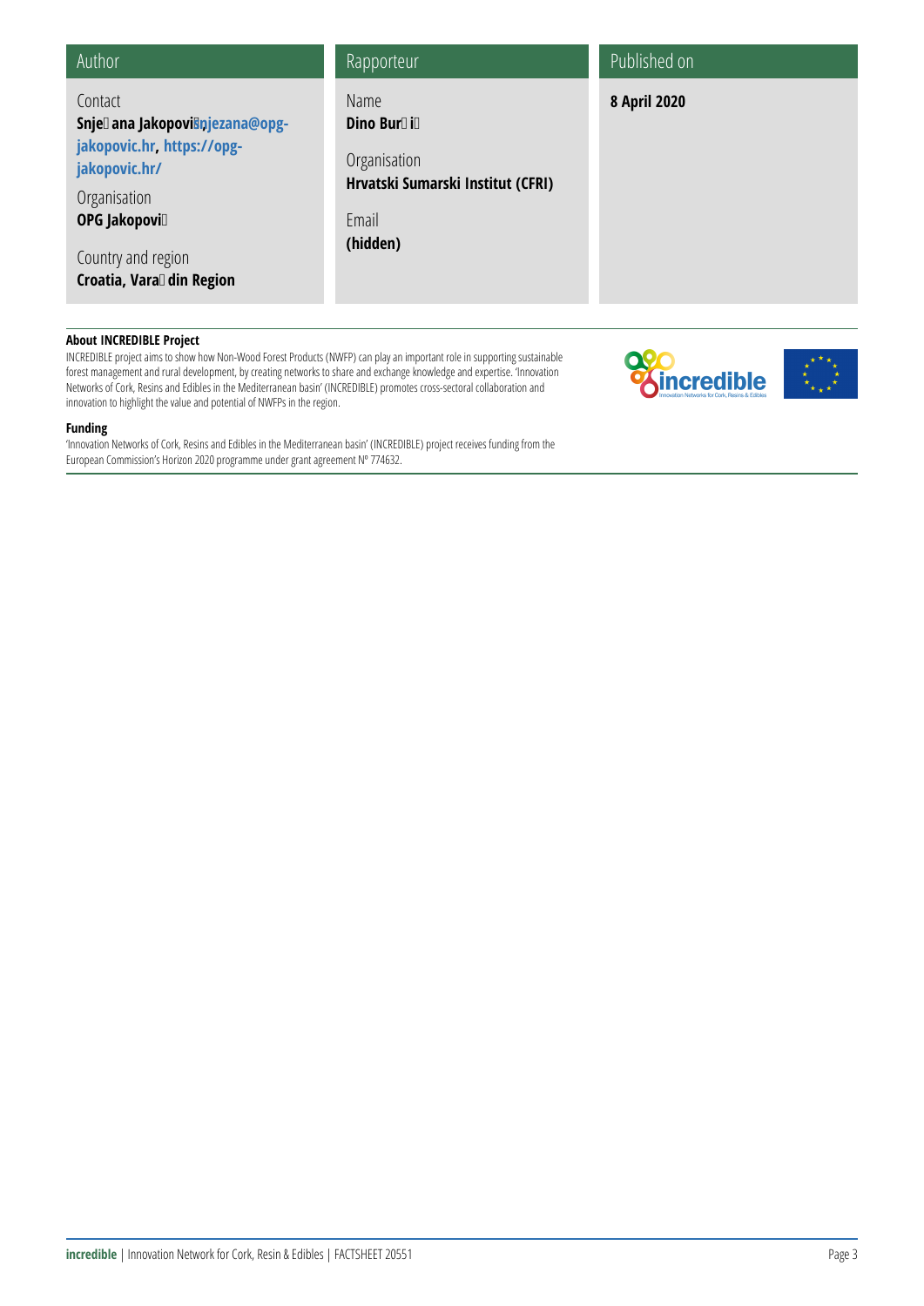## Author

Contact
**Snje ana Jakopovi**, **snjezana@opg-jakopovic.hr**, **https://opg-jakopovic.hr/**

Organisation
**OPG Jakopovi**

Country and region
**Croatia, Vara din Region**

## Rapporteur

Name
**Dino Bur i**

Organisation
**Hrvatski Sumarski Institut (CFRI)**

Email
**(hidden)**

## Published on

**8 April 2020**

---

**About INCREDIBLE Project**

INCREDIBLE project aims to show how Non-Wood Forest Products (NWFP) can play an important role in supporting sustainable forest management and rural development, by creating networks to share and exchange knowledge and expertise. 'Innovation Networks of Cork, Resins and Edibles in the Mediterranean basin' (INCREDIBLE) promotes cross-sectoral collaboration and innovation to highlight the value and potential of NWFPs in the region.

**Funding**

'Innovation Networks of Cork, Resins and Edibles in the Mediterranean basin' (INCREDIBLE) project receives funding from the European Commission's Horizon 2020 programme under grant agreement Nº 774632.